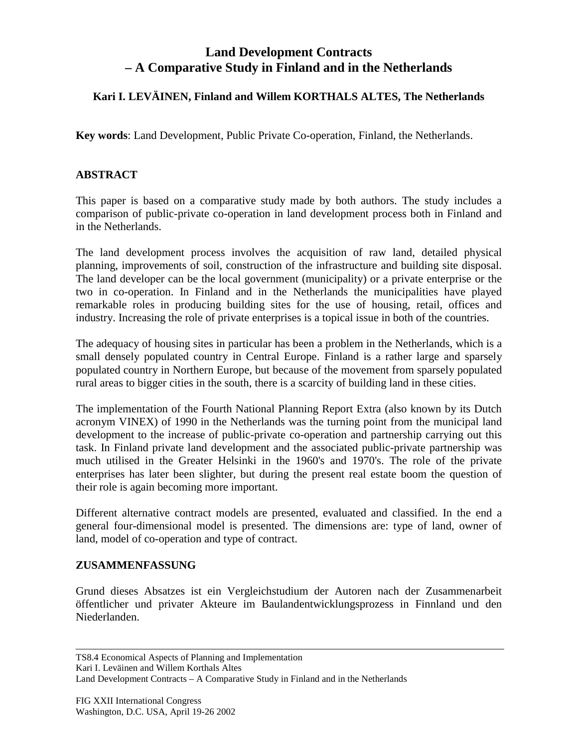# Land Development Contracts
# – A Comparative Study in Finland and in the Netherlands

**Kari I. LEVÄINEN, Finland and Willem KORTHALS ALTES, The Netherlands**

**Key words**: Land Development, Public Private Co-operation, Finland, the Netherlands.

## ABSTRACT

This paper is based on a comparative study made by both authors. The study includes a comparison of public-private co-operation in land development process both in Finland and in the Netherlands.

The land development process involves the acquisition of raw land, detailed physical planning, improvements of soil, construction of the infrastructure and building site disposal. The land developer can be the local government (municipality) or a private enterprise or the two in co-operation. In Finland and in the Netherlands the municipalities have played remarkable roles in producing building sites for the use of housing, retail, offices and industry. Increasing the role of private enterprises is a topical issue in both of the countries.

The adequacy of housing sites in particular has been a problem in the Netherlands, which is a small densely populated country in Central Europe. Finland is a rather large and sparsely populated country in Northern Europe, but because of the movement from sparsely populated rural areas to bigger cities in the south, there is a scarcity of building land in these cities.

The implementation of the Fourth National Planning Report Extra (also known by its Dutch acronym VINEX) of 1990 in the Netherlands was the turning point from the municipal land development to the increase of public-private co-operation and partnership carrying out this task. In Finland private land development and the associated public-private partnership was much utilised in the Greater Helsinki in the 1960's and 1970's. The role of the private enterprises has later been slighter, but during the present real estate boom the question of their role is again becoming more important.

Different alternative contract models are presented, evaluated and classified. In the end a general four-dimensional model is presented. The dimensions are: type of land, owner of land, model of co-operation and type of contract.

## ZUSAMMENFASSUNG

Grund dieses Absatzes ist ein Vergleichstudium der Autoren nach der Zusammenarbeit öffentlicher und privater Akteure im Baulandentwicklungsprozess in Finnland und den Niederlanden.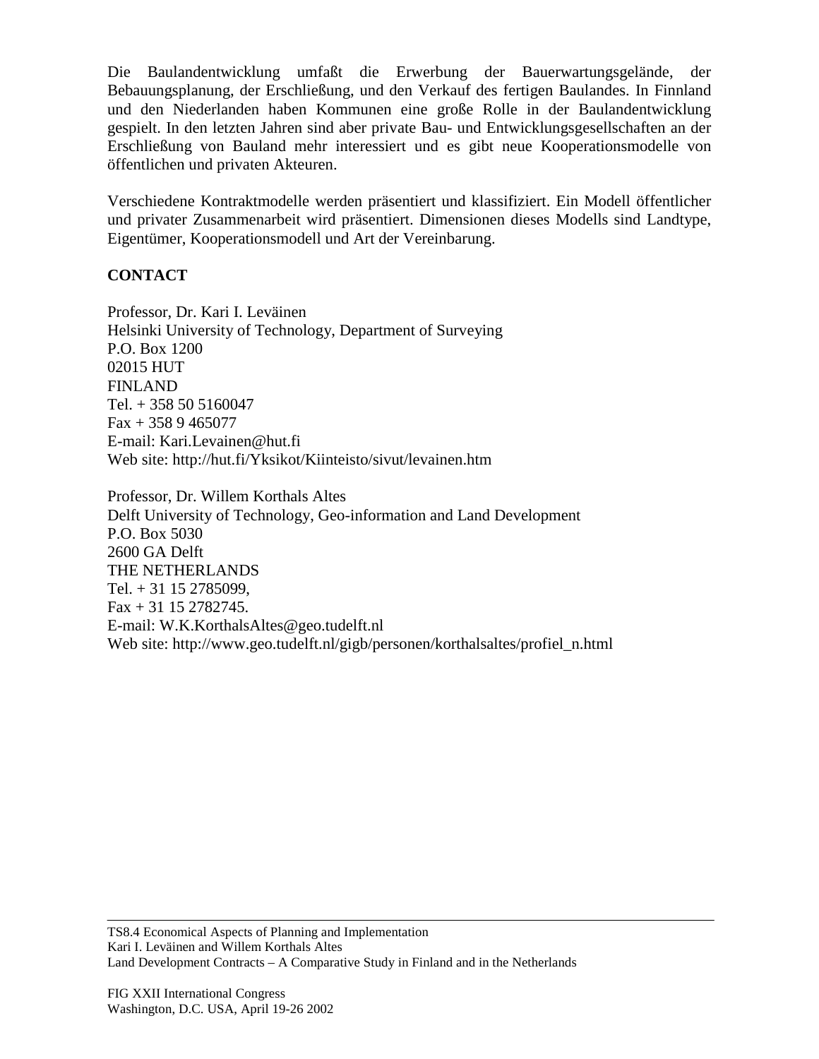Die Baulandentwicklung umfaßt die Erwerbung der Bauerwartungsgelände, der Bebauungsplanung, der Erschließung, und den Verkauf des fertigen Baulandes. In Finnland und den Niederlanden haben Kommunen eine große Rolle in der Baulandentwicklung gespielt. In den letzten Jahren sind aber private Bau- und Entwicklungsgesellschaften an der Erschließung von Bauland mehr interessiert und es gibt neue Kooperationsmodelle von öffentlichen und privaten Akteuren.

Verschiedene Kontraktmodelle werden präsentiert und klassifiziert. Ein Modell öffentlicher und privater Zusammenarbeit wird präsentiert. Dimensionen dieses Modells sind Landtype, Eigentümer, Kooperationsmodell und Art der Vereinbarung.

**CONTACT**

Professor, Dr. Kari I. Leväinen
Helsinki University of Technology, Department of Surveying
P.O. Box 1200
02015 HUT
FINLAND
Tel. + 358 50 5160047
Fax + 358 9 465077
E-mail: Kari.Levainen@hut.fi
Web site: http://hut.fi/Yksikot/Kiinteisto/sivut/levainen.htm

Professor, Dr. Willem Korthals Altes
Delft University of Technology, Geo-information and Land Development
P.O. Box 5030
2600 GA Delft
THE NETHERLANDS
Tel. + 31 15 2785099,
Fax + 31 15 2782745.
E-mail: W.K.KorthalsAltes@geo.tudelft.nl
Web site: http://www.geo.tudelft.nl/gigb/personen/korthalsaltes/profiel_n.html